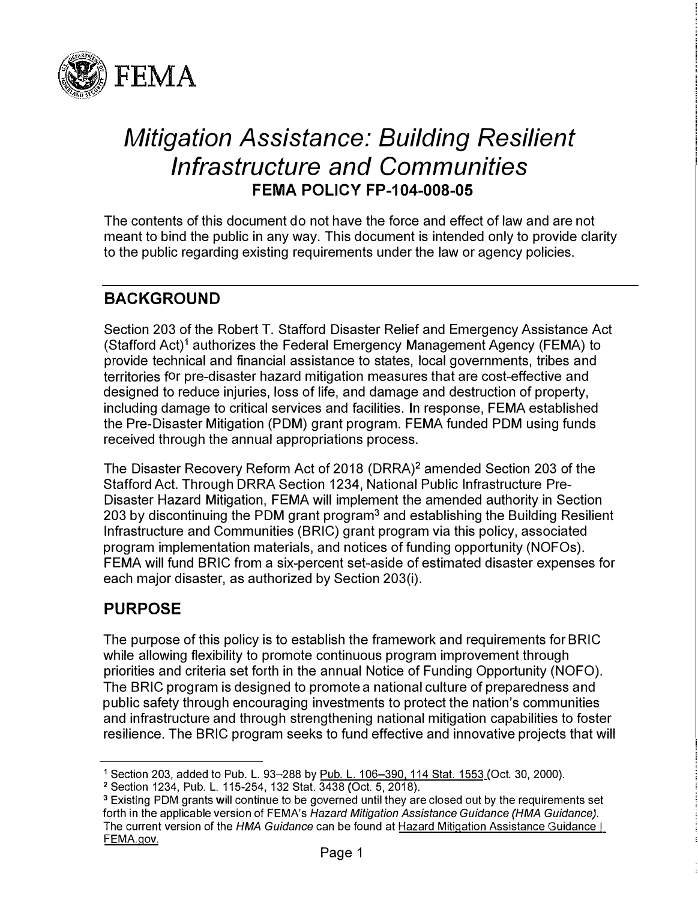FEMA

# *Mitigation Assistance: Building Resilient Infrastructure and Communities*

**FEMA POLICY FP-104-008-05**

The contents of this document do not have the force and effect of law and are not meant to bind the public in any way. This document is intended only to provide clarity to the public regarding existing requirements under the law or agency policies.

## BACKGROUND

Section 203 of the Robert T. Stafford Disaster Relief and Emergency Assistance Act (Stafford Act)[1] authorizes the Federal Emergency Management Agency (FEMA) to provide technical and financial assistance to states, local governments, tribes and territories for pre-disaster hazard mitigation measures that are cost-effective and designed to reduce injuries, loss of life, and damage and destruction of property, including damage to critical services and facilities. In response, FEMA established the Pre-Disaster Mitigation (PDM) grant program. FEMA funded PDM using funds received through the annual appropriations process.

The Disaster Recovery Reform Act of 2018 (DRRA)[2] amended Section 203 of the Stafford Act. Through DRRA Section 1234, National Public Infrastructure Pre-Disaster Hazard Mitigation, FEMA will implement the amended authority in Section 203 by discontinuing the PDM grant program[3] and establishing the Building Resilient Infrastructure and Communities (BRIC) grant program via this policy, associated program implementation materials, and notices of funding opportunity (NOFOs). FEMA will fund BRIC from a six-percent set-aside of estimated disaster expenses for each major disaster, as authorized by Section 203(i).

## PURPOSE

The purpose of this policy is to establish the framework and requirements for BRIC while allowing flexibility to promote continuous program improvement through priorities and criteria set forth in the annual Notice of Funding Opportunity (NOFO). The BRIC program is designed to promote a national culture of preparedness and public safety through encouraging investments to protect the nation's communities and infrastructure and through strengthening national mitigation capabilities to foster resilience. The BRIC program seeks to fund effective and innovative projects that will

---

[1] Section 203, added to Pub. L. 93–288 by Pub. L. 106–390, 114 Stat. 1553 (Oct. 30, 2000).

[2] Section 1234, Pub. L. 115-254, 132 Stat. 3438 (Oct. 5, 2018).

[3] Existing PDM grants will continue to be governed until they are closed out by the requirements set forth in the applicable version of FEMA's *Hazard Mitigation Assistance Guidance (HMA Guidance)*. The current version of the *HMA Guidance* can be found at Hazard Mitigation Assistance Guidance | FEMA.gov.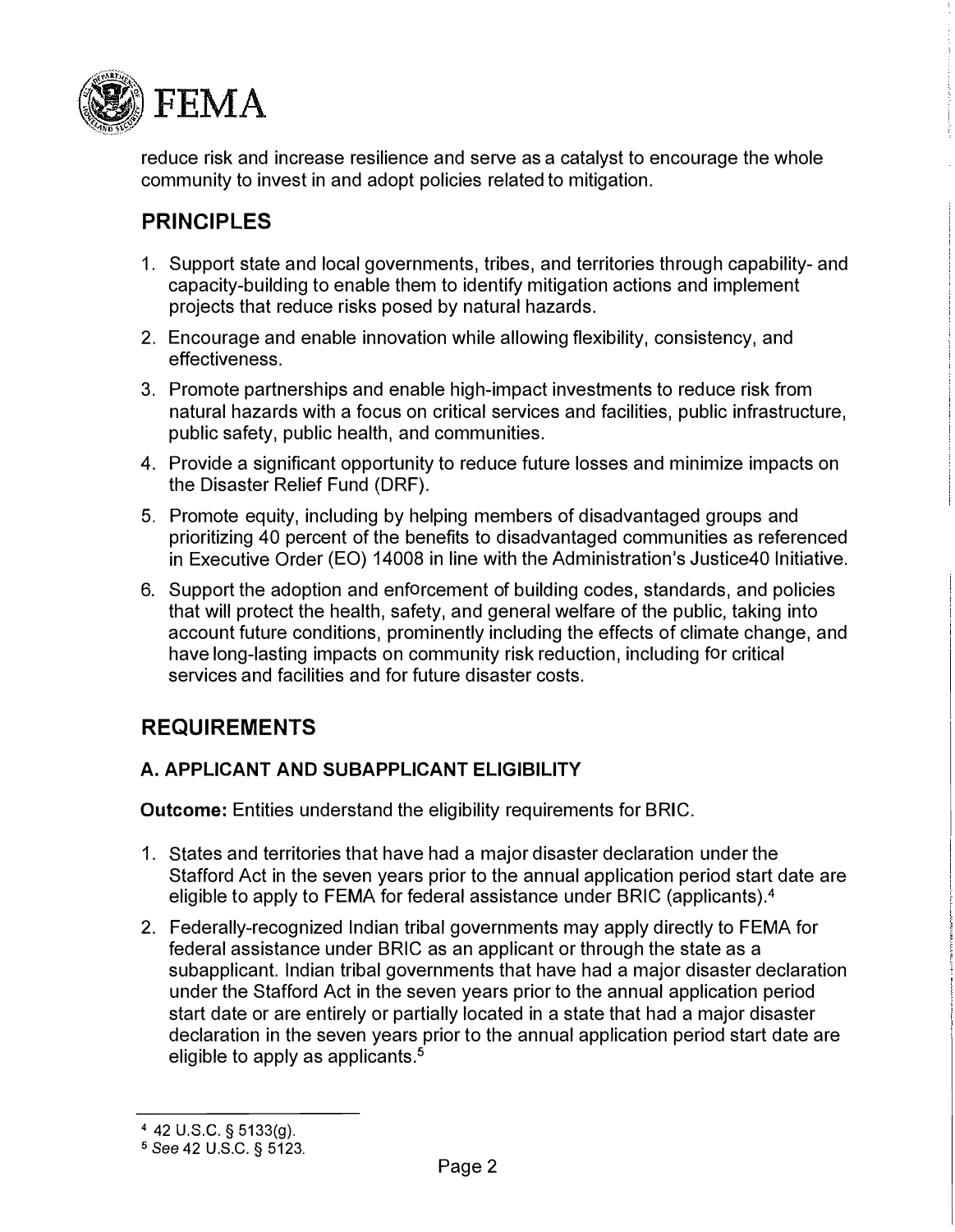reduce risk and increase resilience and serve as a catalyst to encourage the whole community to invest in and adopt policies related to mitigation.

## PRINCIPLES

1. Support state and local governments, tribes, and territories through capability- and capacity-building to enable them to identify mitigation actions and implement projects that reduce risks posed by natural hazards.
2. Encourage and enable innovation while allowing flexibility, consistency, and effectiveness.
3. Promote partnerships and enable high-impact investments to reduce risk from natural hazards with a focus on critical services and facilities, public infrastructure, public safety, public health, and communities.
4. Provide a significant opportunity to reduce future losses and minimize impacts on the Disaster Relief Fund (DRF).
5. Promote equity, including by helping members of disadvantaged groups and prioritizing 40 percent of the benefits to disadvantaged communities as referenced in Executive Order (EO) 14008 in line with the Administration's Justice40 Initiative.
6. Support the adoption and enforcement of building codes, standards, and policies that will protect the health, safety, and general welfare of the public, taking into account future conditions, prominently including the effects of climate change, and have long-lasting impacts on community risk reduction, including for critical services and facilities and for future disaster costs.

## REQUIREMENTS

### A. APPLICANT AND SUBAPPLICANT ELIGIBILITY

**Outcome:** Entities understand the eligibility requirements for BRIC.

1. States and territories that have had a major disaster declaration under the Stafford Act in the seven years prior to the annual application period start date are eligible to apply to FEMA for federal assistance under BRIC (applicants).[4]
2. Federally-recognized Indian tribal governments may apply directly to FEMA for federal assistance under BRIC as an applicant or through the state as a subapplicant. Indian tribal governments that have had a major disaster declaration under the Stafford Act in the seven years prior to the annual application period start date or are entirely or partially located in a state that had a major disaster declaration in the seven years prior to the annual application period start date are eligible to apply as applicants.[5]

---

[4] 42 U.S.C. § 5133(g).

[5] *See* 42 U.S.C. § 5123.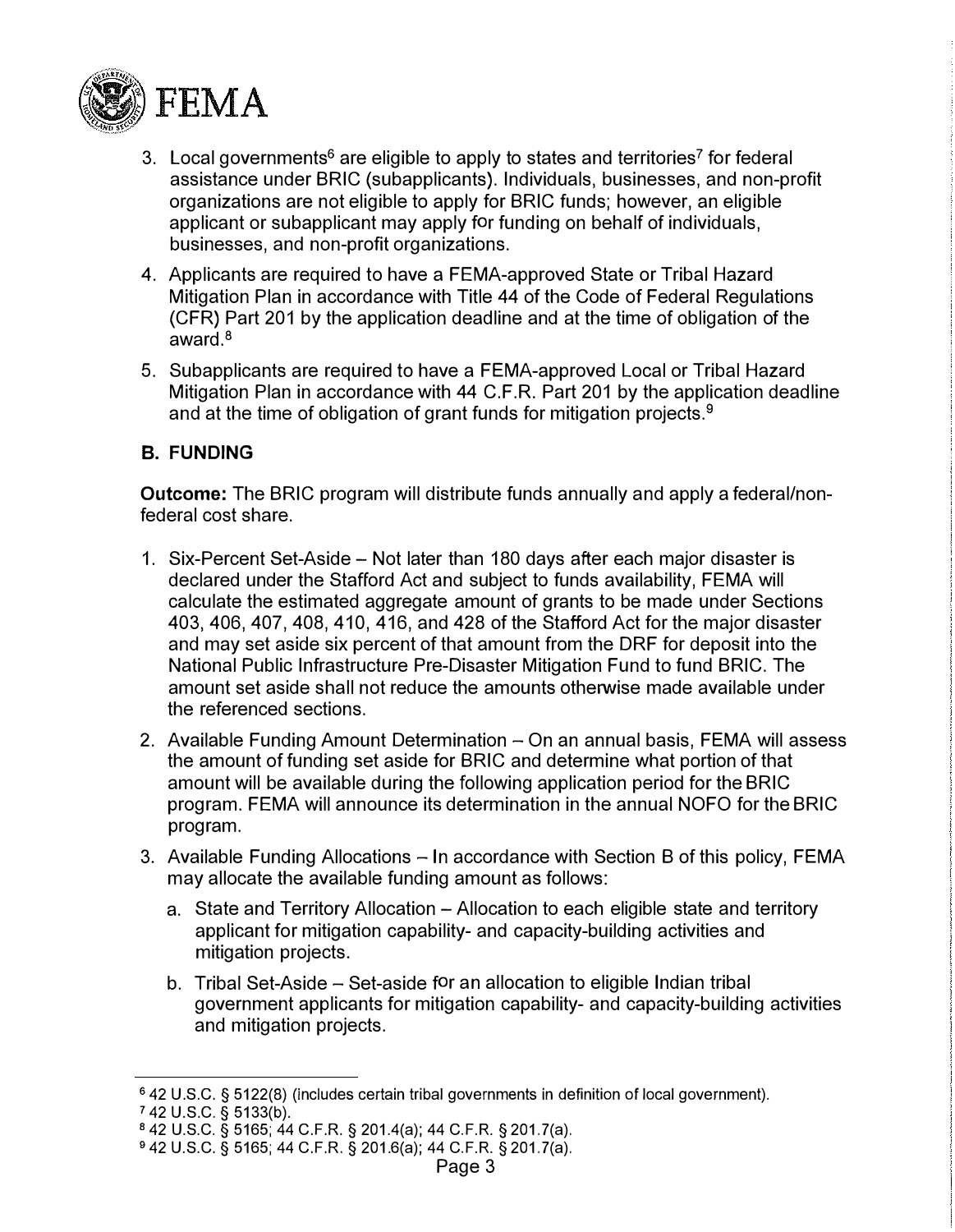3. Local governments[6] are eligible to apply to states and territories[7] for federal assistance under BRIC (subapplicants). Individuals, businesses, and non-profit organizations are not eligible to apply for BRIC funds; however, an eligible applicant or subapplicant may apply for funding on behalf of individuals, businesses, and non-profit organizations.
4. Applicants are required to have a FEMA-approved State or Tribal Hazard Mitigation Plan in accordance with Title 44 of the Code of Federal Regulations (CFR) Part 201 by the application deadline and at the time of obligation of the award.[8]
5. Subapplicants are required to have a FEMA-approved Local or Tribal Hazard Mitigation Plan in accordance with 44 C.F.R. Part 201 by the application deadline and at the time of obligation of grant funds for mitigation projects.[9]

### B. FUNDING

**Outcome:** The BRIC program will distribute funds annually and apply a federal/non-federal cost share.

1. Six-Percent Set-Aside – Not later than 180 days after each major disaster is declared under the Stafford Act and subject to funds availability, FEMA will calculate the estimated aggregate amount of grants to be made under Sections 403, 406, 407, 408, 410, 416, and 428 of the Stafford Act for the major disaster and may set aside six percent of that amount from the DRF for deposit into the National Public Infrastructure Pre-Disaster Mitigation Fund to fund BRIC. The amount set aside shall not reduce the amounts otherwise made available under the referenced sections.
2. Available Funding Amount Determination – On an annual basis, FEMA will assess the amount of funding set aside for BRIC and determine what portion of that amount will be available during the following application period for the BRIC program. FEMA will announce its determination in the annual NOFO for the BRIC program.
3. Available Funding Allocations – In accordance with Section B of this policy, FEMA may allocate the available funding amount as follows:
   a. State and Territory Allocation – Allocation to each eligible state and territory applicant for mitigation capability- and capacity-building activities and mitigation projects.
   b. Tribal Set-Aside – Set-aside for an allocation to eligible Indian tribal government applicants for mitigation capability- and capacity-building activities and mitigation projects.

---

[6] 42 U.S.C. § 5122(8) (includes certain tribal governments in definition of local government).
[7] 42 U.S.C. § 5133(b).
[8] 42 U.S.C. § 5165; 44 C.F.R. § 201.4(a); 44 C.F.R. § 201.7(a).
[9] 42 U.S.C. § 5165; 44 C.F.R. § 201.6(a); 44 C.F.R. § 201.7(a).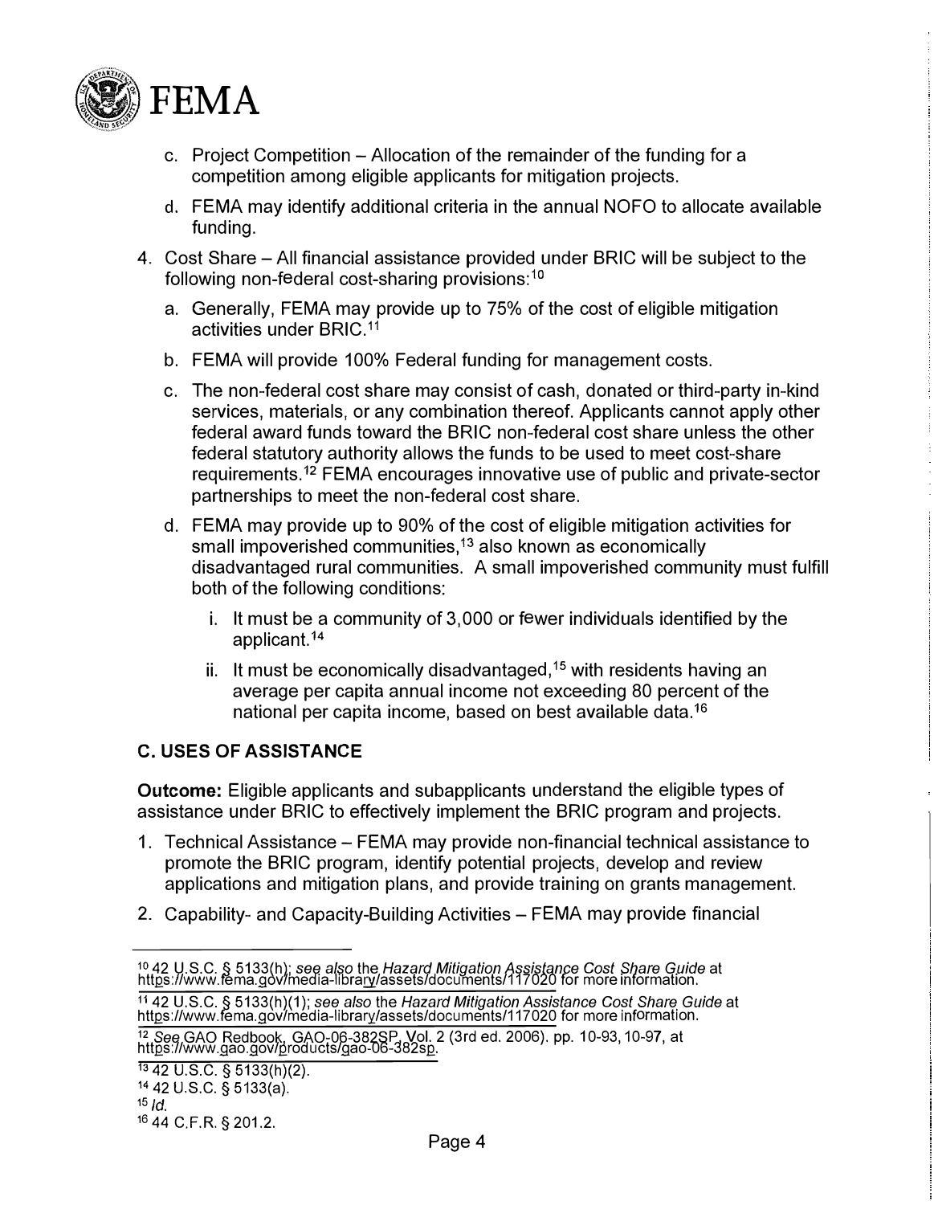c. Project Competition – Allocation of the remainder of the funding for a competition among eligible applicants for mitigation projects.

d. FEMA may identify additional criteria in the annual NOFO to allocate available funding.

4. Cost Share – All financial assistance provided under BRIC will be subject to the following non-federal cost-sharing provisions:[10]

   a. Generally, FEMA may provide up to 75% of the cost of eligible mitigation activities under BRIC.[11]

   b. FEMA will provide 100% Federal funding for management costs.

   c. The non-federal cost share may consist of cash, donated or third-party in-kind services, materials, or any combination thereof. Applicants cannot apply other federal award funds toward the BRIC non-federal cost share unless the other federal statutory authority allows the funds to be used to meet cost-share requirements.[12] FEMA encourages innovative use of public and private-sector partnerships to meet the non-federal cost share.

   d. FEMA may provide up to 90% of the cost of eligible mitigation activities for small impoverished communities,[13] also known as economically disadvantaged rural communities. A small impoverished community must fulfill both of the following conditions:

      i. It must be a community of 3,000 or fewer individuals identified by the applicant.[14]

      ii. It must be economically disadvantaged,[15] with residents having an average per capita annual income not exceeding 80 percent of the national per capita income, based on best available data.[16]

### C. USES OF ASSISTANCE

**Outcome:** Eligible applicants and subapplicants understand the eligible types of assistance under BRIC to effectively implement the BRIC program and projects.

1. Technical Assistance – FEMA may provide non-financial technical assistance to promote the BRIC program, identify potential projects, develop and review applications and mitigation plans, and provide training on grants management.

2. Capability- and Capacity-Building Activities – FEMA may provide financial

---

[10] 42 U.S.C. § 5133(h); *see also* the *Hazard Mitigation Assistance Cost Share Guide* at https://www.fema.gov/media-library/assets/documents/117020 for more information.

[11] 42 U.S.C. § 5133(h)(1); *see also* the *Hazard Mitigation Assistance Cost Share Guide* at https://www.fema.gov/media-library/assets/documents/117020 for more information.

[12] *See* GAO Redbook, GAO-06-382SP, Vol. 2 (3rd ed. 2006). pp. 10-93, 10-97, at https://www.gao.gov/products/gao-06-382sp.

[13] 42 U.S.C. § 5133(h)(2).

[14] 42 U.S.C. § 5133(a).

[15] *Id.*

[16] 44 C.F.R. § 201.2.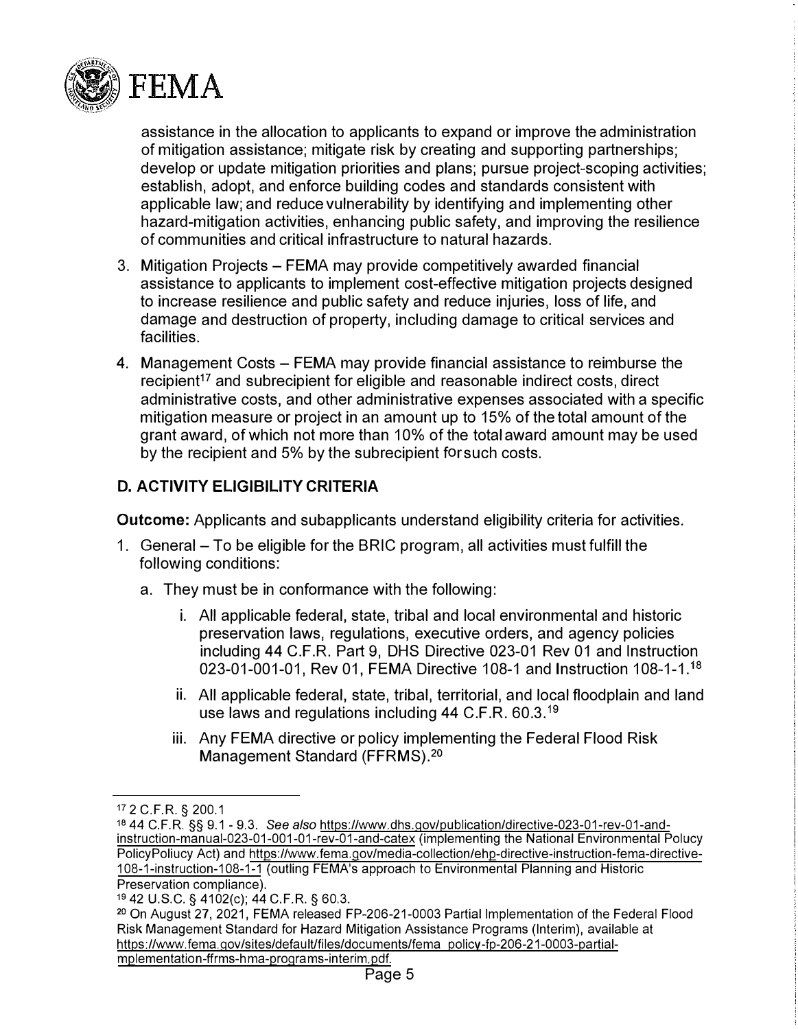assistance in the allocation to applicants to expand or improve the administration of mitigation assistance; mitigate risk by creating and supporting partnerships; develop or update mitigation priorities and plans; pursue project-scoping activities; establish, adopt, and enforce building codes and standards consistent with applicable law; and reduce vulnerability by identifying and implementing other hazard-mitigation activities, enhancing public safety, and improving the resilience of communities and critical infrastructure to natural hazards.

3. Mitigation Projects – FEMA may provide competitively awarded financial assistance to applicants to implement cost-effective mitigation projects designed to increase resilience and public safety and reduce injuries, loss of life, and damage and destruction of property, including damage to critical services and facilities.

4. Management Costs – FEMA may provide financial assistance to reimburse the recipient[17] and subrecipient for eligible and reasonable indirect costs, direct administrative costs, and other administrative expenses associated with a specific mitigation measure or project in an amount up to 15% of the total amount of the grant award, of which not more than 10% of the total award amount may be used by the recipient and 5% by the subrecipient for such costs.

## D. ACTIVITY ELIGIBILITY CRITERIA

**Outcome:** Applicants and subapplicants understand eligibility criteria for activities.

1. General – To be eligible for the BRIC program, all activities must fulfill the following conditions:
   a. They must be in conformance with the following:
      i. All applicable federal, state, tribal and local environmental and historic preservation laws, regulations, executive orders, and agency policies including 44 C.F.R. Part 9, DHS Directive 023-01 Rev 01 and Instruction 023-01-001-01, Rev 01, FEMA Directive 108-1 and Instruction 108-1-1.[18]
      ii. All applicable federal, state, tribal, territorial, and local floodplain and land use laws and regulations including 44 C.F.R. 60.3.[19]
      iii. Any FEMA directive or policy implementing the Federal Flood Risk Management Standard (FFRMS).[20]

---

[17] 2 C.F.R. § 200.1

[18] 44 C.F.R. §§ 9.1 - 9.3. *See also* https://www.dhs.gov/publication/directive-023-01-rev-01-and-instruction-manual-023-01-001-01-rev-01-and-catex (implementing the National Environmental Poilucy PolicyPoliucy Act) and https://www.fema.gov/media-collection/ehp-directive-instruction-fema-directive-108-1-instruction-108-1-1 (outling FEMA's approach to Environmental Planning and Historic Preservation compliance).

[19] 42 U.S.C. § 4102(c); 44 C.F.R. § 60.3.

[20] On August 27, 2021, FEMA released FP-206-21-0003 Partial Implementation of the Federal Flood Risk Management Standard for Hazard Mitigation Assistance Programs (Interim), available at https://www.fema.gov/sites/default/files/documents/fema_policy-fp-206-21-0003-partial-mplementation-ffrms-hma-programs-interim.pdf.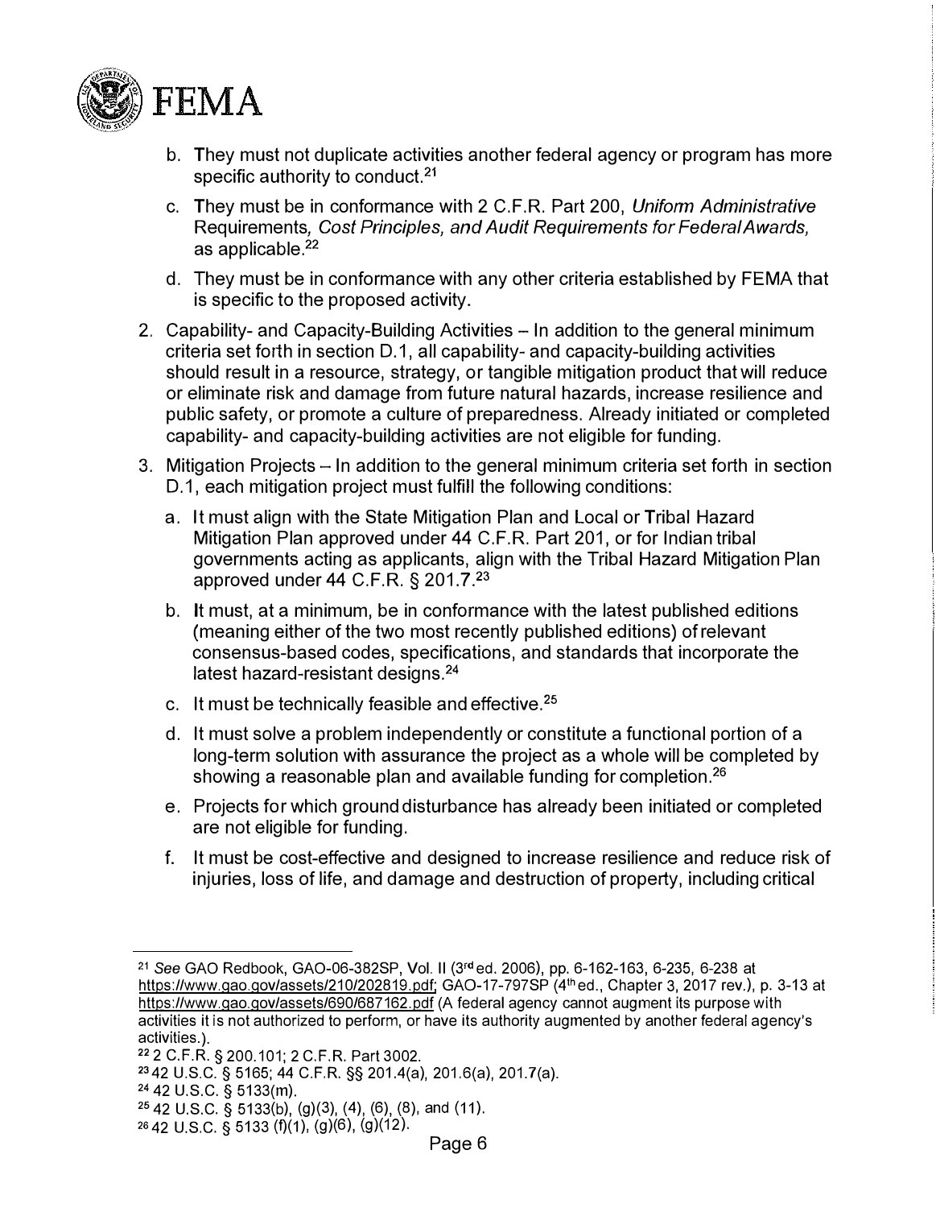b. They must not duplicate activities another federal agency or program has more specific authority to conduct.[21]

c. They must be in conformance with 2 C.F.R. Part 200, *Uniform Administrative* Requirements, *Cost Principles, and Audit Requirements for Federal Awards,* as applicable.[22]

d. They must be in conformance with any other criteria established by FEMA that is specific to the proposed activity.

2. Capability- and Capacity-Building Activities – In addition to the general minimum criteria set forth in section D.1, all capability- and capacity-building activities should result in a resource, strategy, or tangible mitigation product that will reduce or eliminate risk and damage from future natural hazards, increase resilience and public safety, or promote a culture of preparedness. Already initiated or completed capability- and capacity-building activities are not eligible for funding.

3. Mitigation Projects – In addition to the general minimum criteria set forth in section D.1, each mitigation project must fulfill the following conditions:

   a. It must align with the State Mitigation Plan and Local or Tribal Hazard Mitigation Plan approved under 44 C.F.R. Part 201, or for Indian tribal governments acting as applicants, align with the Tribal Hazard Mitigation Plan approved under 44 C.F.R. § 201.7.[23]

   b. It must, at a minimum, be in conformance with the latest published editions (meaning either of the two most recently published editions) of relevant consensus-based codes, specifications, and standards that incorporate the latest hazard-resistant designs.[24]

   c. It must be technically feasible and effective.[25]

   d. It must solve a problem independently or constitute a functional portion of a long-term solution with assurance the project as a whole will be completed by showing a reasonable plan and available funding for completion.[26]

   e. Projects for which ground disturbance has already been initiated or completed are not eligible for funding.

   f. It must be cost-effective and designed to increase resilience and reduce risk of injuries, loss of life, and damage and destruction of property, including critical

---

[21] *See* GAO Redbook, GAO-06-382SP, Vol. II (3rd ed. 2006), pp. 6-162-163, 6-235, 6-238 at https://www.gao.gov/assets/210/202819.pdf; GAO-17-797SP (4th ed., Chapter 3, 2017 rev.), p. 3-13 at https://www.gao.gov/assets/690/687162.pdf (A federal agency cannot augment its purpose with activities it is not authorized to perform, or have its authority augmented by another federal agency's activities.).

[22] 2 C.F.R. § 200.101; 2 C.F.R. Part 3002.

[23] 42 U.S.C. § 5165; 44 C.F.R. §§ 201.4(a), 201.6(a), 201.7(a).

[24] 42 U.S.C. § 5133(m).

[25] 42 U.S.C. § 5133(b), (g)(3), (4), (6), (8), and (11).

[26] 42 U.S.C. § 5133 (f)(1), (g)(6), (g)(12).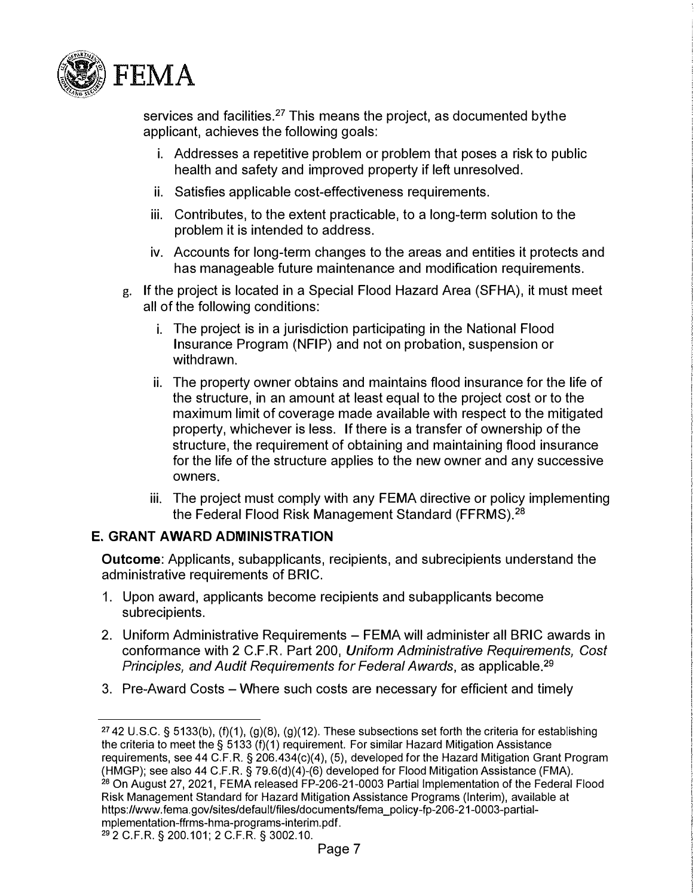services and facilities.[27] This means the project, as documented bythe applicant, achieves the following goals:

   i. Addresses a repetitive problem or problem that poses a risk to public health and safety and improved property if left unresolved.
   ii. Satisfies applicable cost-effectiveness requirements.
   iii. Contributes, to the extent practicable, to a long-term solution to the problem it is intended to address.
   iv. Accounts for long-term changes to the areas and entities it protects and has manageable future maintenance and modification requirements.

g. If the project is located in a Special Flood Hazard Area (SFHA), it must meet all of the following conditions:

   i. The project is in a jurisdiction participating in the National Flood Insurance Program (NFIP) and not on probation, suspension or withdrawn.
   ii. The property owner obtains and maintains flood insurance for the life of the structure, in an amount at least equal to the project cost or to the maximum limit of coverage made available with respect to the mitigated property, whichever is less. If there is a transfer of ownership of the structure, the requirement of obtaining and maintaining flood insurance for the life of the structure applies to the new owner and any successive owners.
   iii. The project must comply with any FEMA directive or policy implementing the Federal Flood Risk Management Standard (FFRMS).[28]

## E. GRANT AWARD ADMINISTRATION

**Outcome**: Applicants, subapplicants, recipients, and subrecipients understand the administrative requirements of BRIC.

1. Upon award, applicants become recipients and subapplicants become subrecipients.
2. Uniform Administrative Requirements – FEMA will administer all BRIC awards in conformance with 2 C.F.R. Part 200, *Uniform Administrative Requirements, Cost Principles, and Audit Requirements for Federal Awards*, as applicable.[29]
3. Pre-Award Costs – Where such costs are necessary for efficient and timely

---

[27] 42 U.S.C. § 5133(b), (f)(1), (g)(8), (g)(12). These subsections set forth the criteria for establishing the criteria to meet the § 5133 (f)(1) requirement. For similar Hazard Mitigation Assistance requirements, see 44 C.F.R. § 206.434(c)(4), (5), developed for the Hazard Mitigation Grant Program (HMGP); see also 44 C.F.R. § 79.6(d)(4)-(6) developed for Flood Mitigation Assistance (FMA).

[28] On August 27, 2021, FEMA released FP-206-21-0003 Partial Implementation of the Federal Flood Risk Management Standard for Hazard Mitigation Assistance Programs (Interim), available at https://www.fema.gov/sites/default/files/documents/fema_policy-fp-206-21-0003-partial-mplementation-ffrms-hma-programs-interim.pdf.

[29] 2 C.F.R. § 200.101; 2 C.F.R. § 3002.10.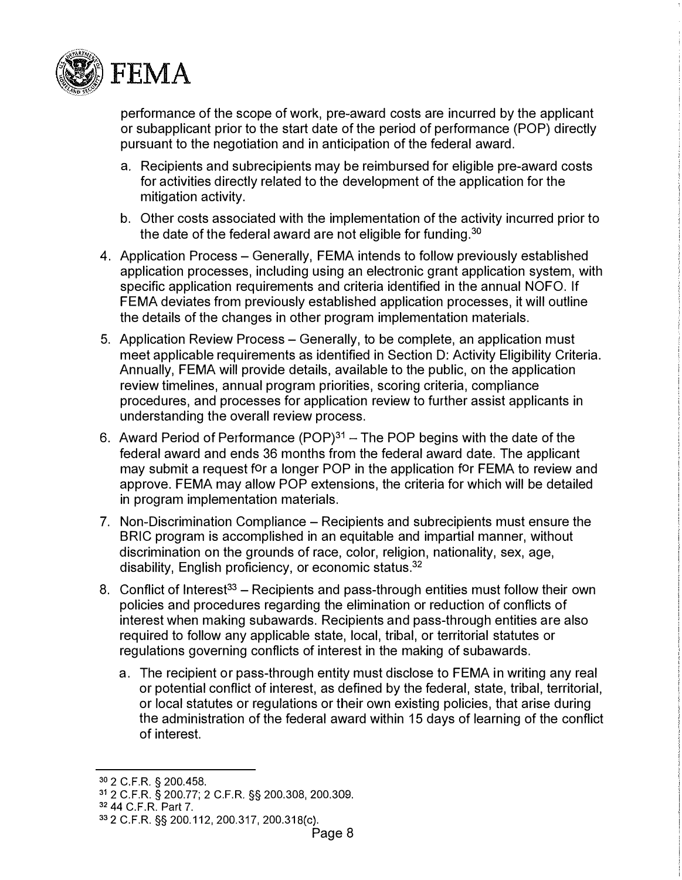performance of the scope of work, pre-award costs are incurred by the applicant or subapplicant prior to the start date of the period of performance (POP) directly pursuant to the negotiation and in anticipation of the federal award.

   a. Recipients and subrecipients may be reimbursed for eligible pre-award costs for activities directly related to the development of the application for the mitigation activity.

   b. Other costs associated with the implementation of the activity incurred prior to the date of the federal award are not eligible for funding.[30]

4. Application Process – Generally, FEMA intends to follow previously established application processes, including using an electronic grant application system, with specific application requirements and criteria identified in the annual NOFO. If FEMA deviates from previously established application processes, it will outline the details of the changes in other program implementation materials.

5. Application Review Process – Generally, to be complete, an application must meet applicable requirements as identified in Section D: Activity Eligibility Criteria. Annually, FEMA will provide details, available to the public, on the application review timelines, annual program priorities, scoring criteria, compliance procedures, and processes for application review to further assist applicants in understanding the overall review process.

6. Award Period of Performance (POP)[31] – The POP begins with the date of the federal award and ends 36 months from the federal award date. The applicant may submit a request for a longer POP in the application for FEMA to review and approve. FEMA may allow POP extensions, the criteria for which will be detailed in program implementation materials.

7. Non-Discrimination Compliance – Recipients and subrecipients must ensure the BRIC program is accomplished in an equitable and impartial manner, without discrimination on the grounds of race, color, religion, nationality, sex, age, disability, English proficiency, or economic status.[32]

8. Conflict of Interest[33] – Recipients and pass-through entities must follow their own policies and procedures regarding the elimination or reduction of conflicts of interest when making subawards. Recipients and pass-through entities are also required to follow any applicable state, local, tribal, or territorial statutes or regulations governing conflicts of interest in the making of subawards.

   a. The recipient or pass-through entity must disclose to FEMA in writing any real or potential conflict of interest, as defined by the federal, state, tribal, territorial, or local statutes or regulations or their own existing policies, that arise during the administration of the federal award within 15 days of learning of the conflict of interest.

---

[30] 2 C.F.R. § 200.458.

[31] 2 C.F.R. § 200.77; 2 C.F.R. §§ 200.308, 200.309.

[32] 44 C.F.R. Part 7.

[33] 2 C.F.R. §§ 200.112, 200.317, 200.318(c).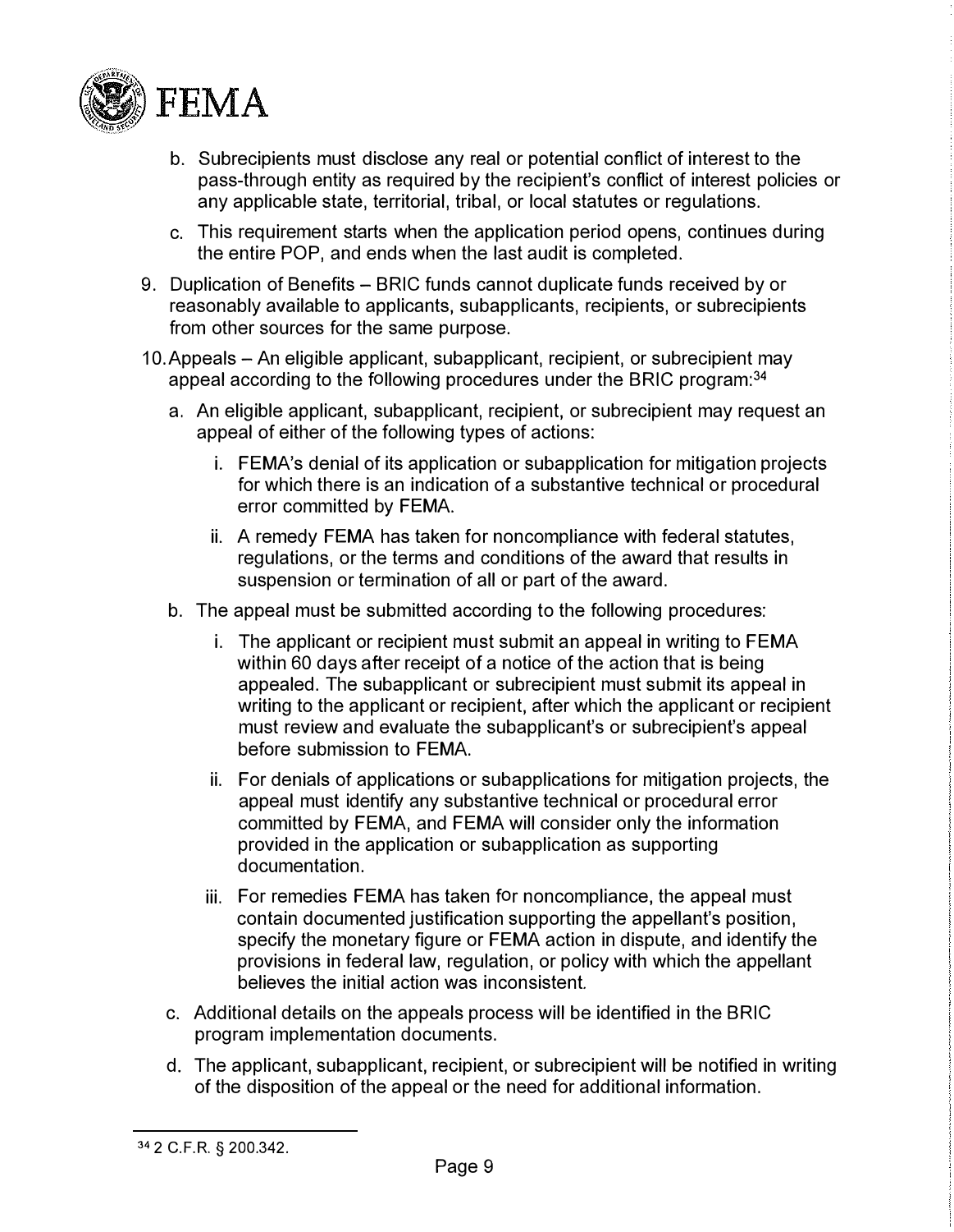b. Subrecipients must disclose any real or potential conflict of interest to the pass-through entity as required by the recipient's conflict of interest policies or any applicable state, territorial, tribal, or local statutes or regulations.

c. This requirement starts when the application period opens, continues during the entire POP, and ends when the last audit is completed.

9. Duplication of Benefits – BRIC funds cannot duplicate funds received by or reasonably available to applicants, subapplicants, recipients, or subrecipients from other sources for the same purpose.

10. Appeals – An eligible applicant, subapplicant, recipient, or subrecipient may appeal according to the following procedures under the BRIC program:[34]

    a. An eligible applicant, subapplicant, recipient, or subrecipient may request an appeal of either of the following types of actions:

        i. FEMA's denial of its application or subapplication for mitigation projects for which there is an indication of a substantive technical or procedural error committed by FEMA.

        ii. A remedy FEMA has taken for noncompliance with federal statutes, regulations, or the terms and conditions of the award that results in suspension or termination of all or part of the award.

    b. The appeal must be submitted according to the following procedures:

        i. The applicant or recipient must submit an appeal in writing to FEMA within 60 days after receipt of a notice of the action that is being appealed. The subapplicant or subrecipient must submit its appeal in writing to the applicant or recipient, after which the applicant or recipient must review and evaluate the subapplicant's or subrecipient's appeal before submission to FEMA.

        ii. For denials of applications or subapplications for mitigation projects, the appeal must identify any substantive technical or procedural error committed by FEMA, and FEMA will consider only the information provided in the application or subapplication as supporting documentation.

        iii. For remedies FEMA has taken for noncompliance, the appeal must contain documented justification supporting the appellant's position, specify the monetary figure or FEMA action in dispute, and identify the provisions in federal law, regulation, or policy with which the appellant believes the initial action was inconsistent.

    c. Additional details on the appeals process will be identified in the BRIC program implementation documents.

    d. The applicant, subapplicant, recipient, or subrecipient will be notified in writing of the disposition of the appeal or the need for additional information.

---

[34] 2 C.F.R. § 200.342.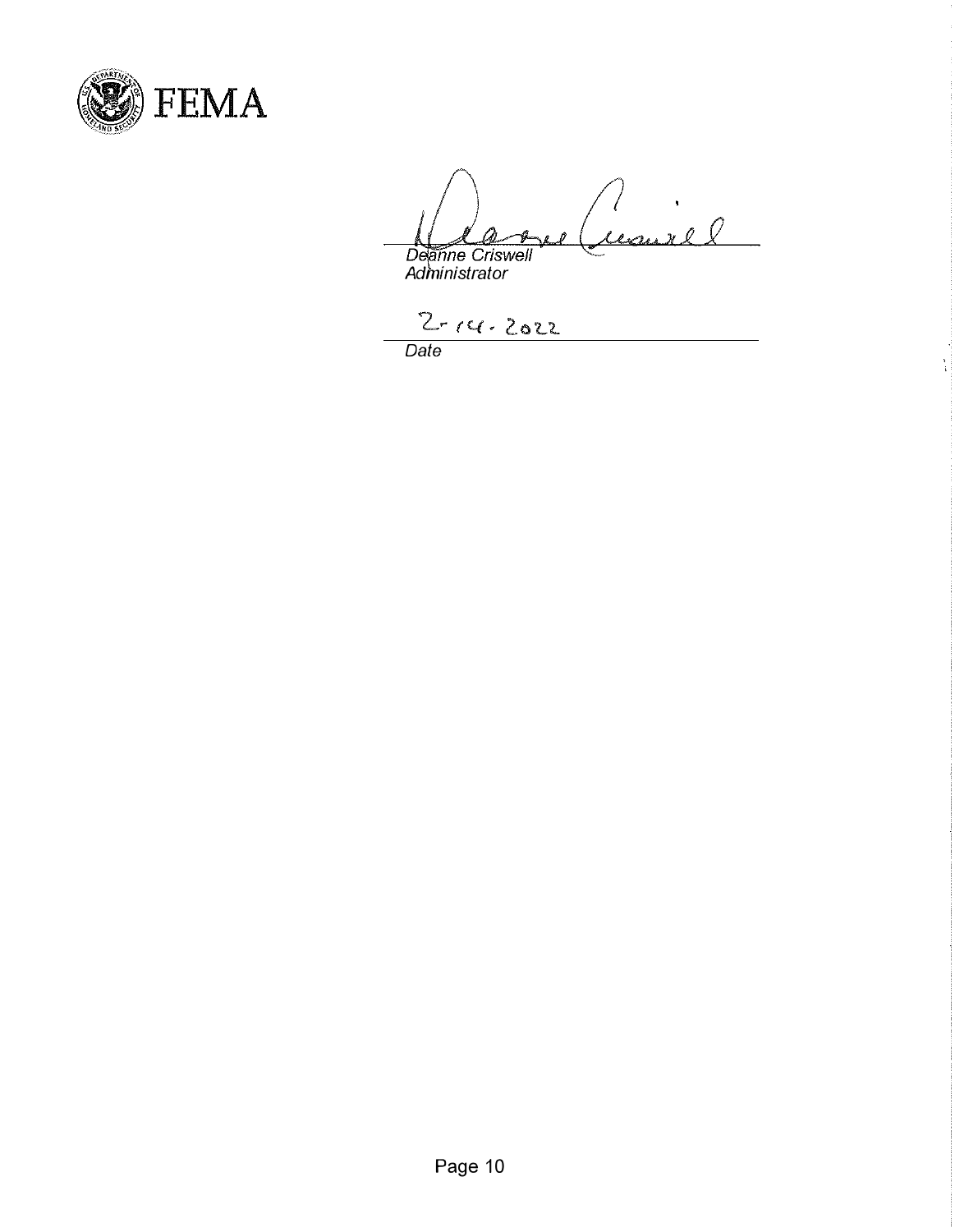Deanne Criswell
*Administrator*

2-14-2022
*Date*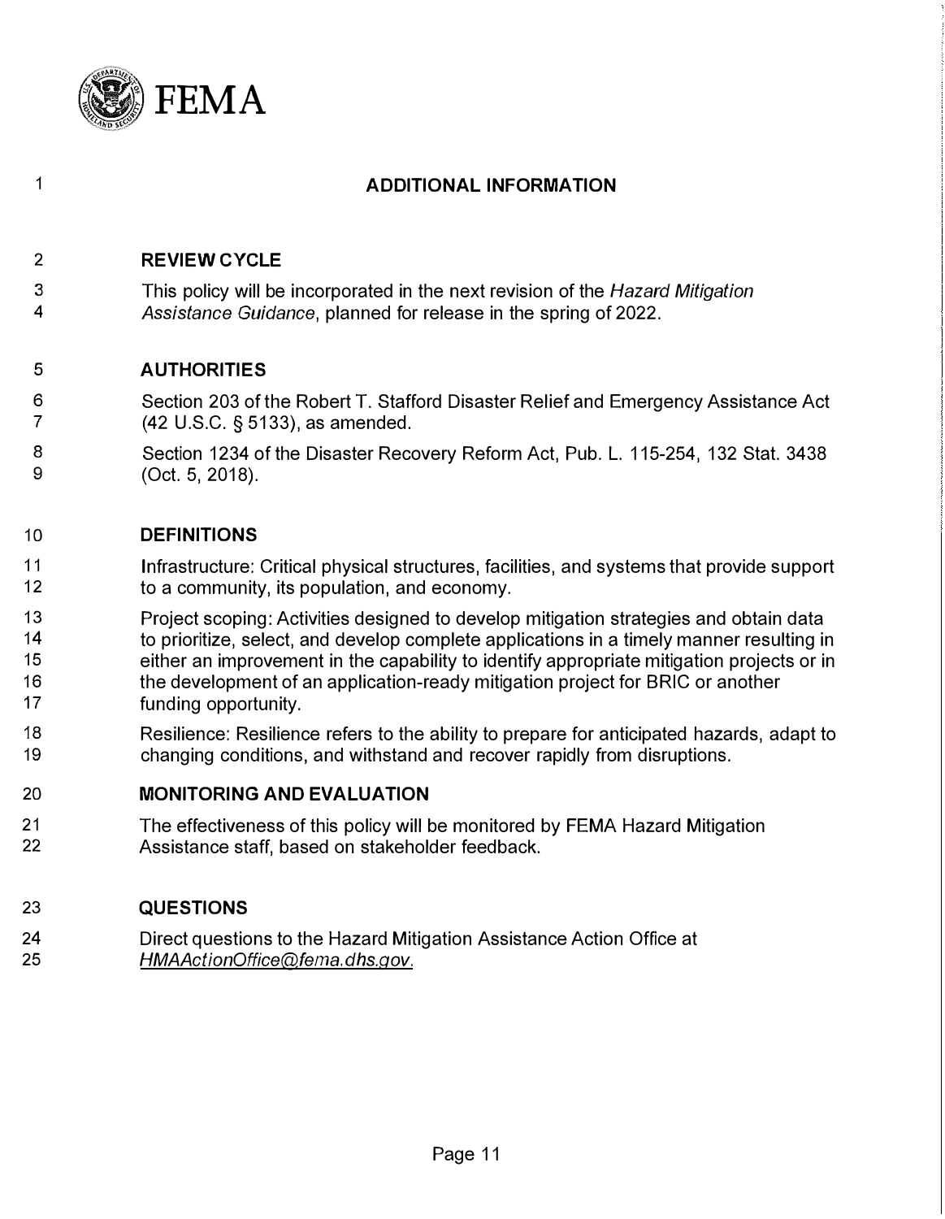# ADDITIONAL INFORMATION

## REVIEW CYCLE

This policy will be incorporated in the next revision of the *Hazard Mitigation Assistance Guidance*, planned for release in the spring of 2022.

## AUTHORITIES

Section 203 of the Robert T. Stafford Disaster Relief and Emergency Assistance Act (42 U.S.C. § 5133), as amended.

Section 1234 of the Disaster Recovery Reform Act, Pub. L. 115-254, 132 Stat. 3438 (Oct. 5, 2018).

## DEFINITIONS

Infrastructure: Critical physical structures, facilities, and systems that provide support to a community, its population, and economy.

Project scoping: Activities designed to develop mitigation strategies and obtain data to prioritize, select, and develop complete applications in a timely manner resulting in either an improvement in the capability to identify appropriate mitigation projects or in the development of an application-ready mitigation project for BRIC or another funding opportunity.

Resilience: Resilience refers to the ability to prepare for anticipated hazards, adapt to changing conditions, and withstand and recover rapidly from disruptions.

## MONITORING AND EVALUATION

The effectiveness of this policy will be monitored by FEMA Hazard Mitigation Assistance staff, based on stakeholder feedback.

## QUESTIONS

Direct questions to the Hazard Mitigation Assistance Action Office at *HMAActionOffice@fema.dhs.gov*.